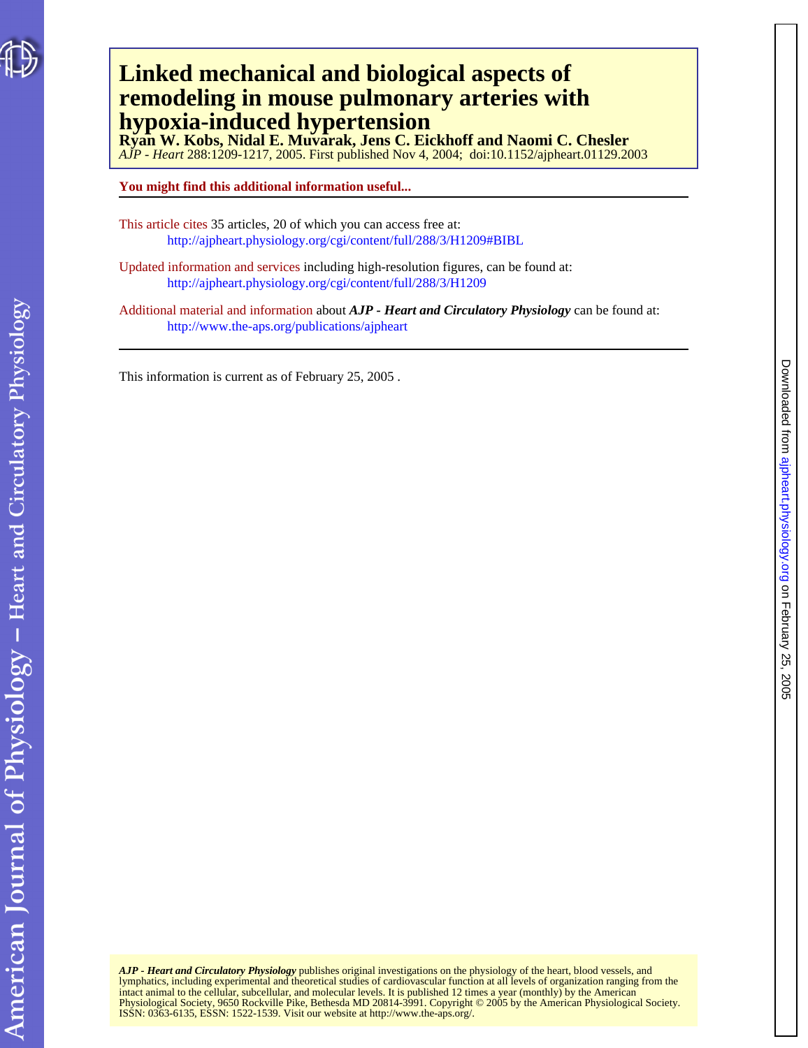# Linked mechanical and biological aspects of remodeling in mouse pulmonary arteries with hypoxia-induced hypertension

**Ryan W. Kobs, Nidal E. Muvarak, Jens C. Eickhoff and Naomi C. Chesler**

*AJP - Heart* 288:1209-1217, 2005. First published Nov 4, 2004; doi:10.1152/ajpheart.01129.2003

**You might find this additional information useful...**

This article cites 35 articles, 20 of which you can access free at:
http://ajpheart.physiology.org/cgi/content/full/288/3/H1209#BIBL

Updated information and services including high-resolution figures, can be found at:
http://ajpheart.physiology.org/cgi/content/full/288/3/H1209

Additional material and information about ***AJP - Heart and Circulatory Physiology*** can be found at:
http://www.the-aps.org/publications/ajpheart

This information is current as of February 25, 2005 .

***AJP - Heart and Circulatory Physiology*** publishes original investigations on the physiology of the heart, blood vessels, and lymphatics, including experimental and theoretical studies of cardiovascular function at all levels of organization ranging from the intact animal to the cellular, subcellular, and molecular levels. It is published 12 times a year (monthly) by the American Physiological Society, 9650 Rockville Pike, Bethesda MD 20814-3991. Copyright © 2005 by the American Physiological Society. ISSN: 0363-6135, ESSN: 1522-1539. Visit our website at http://www.the-aps.org/.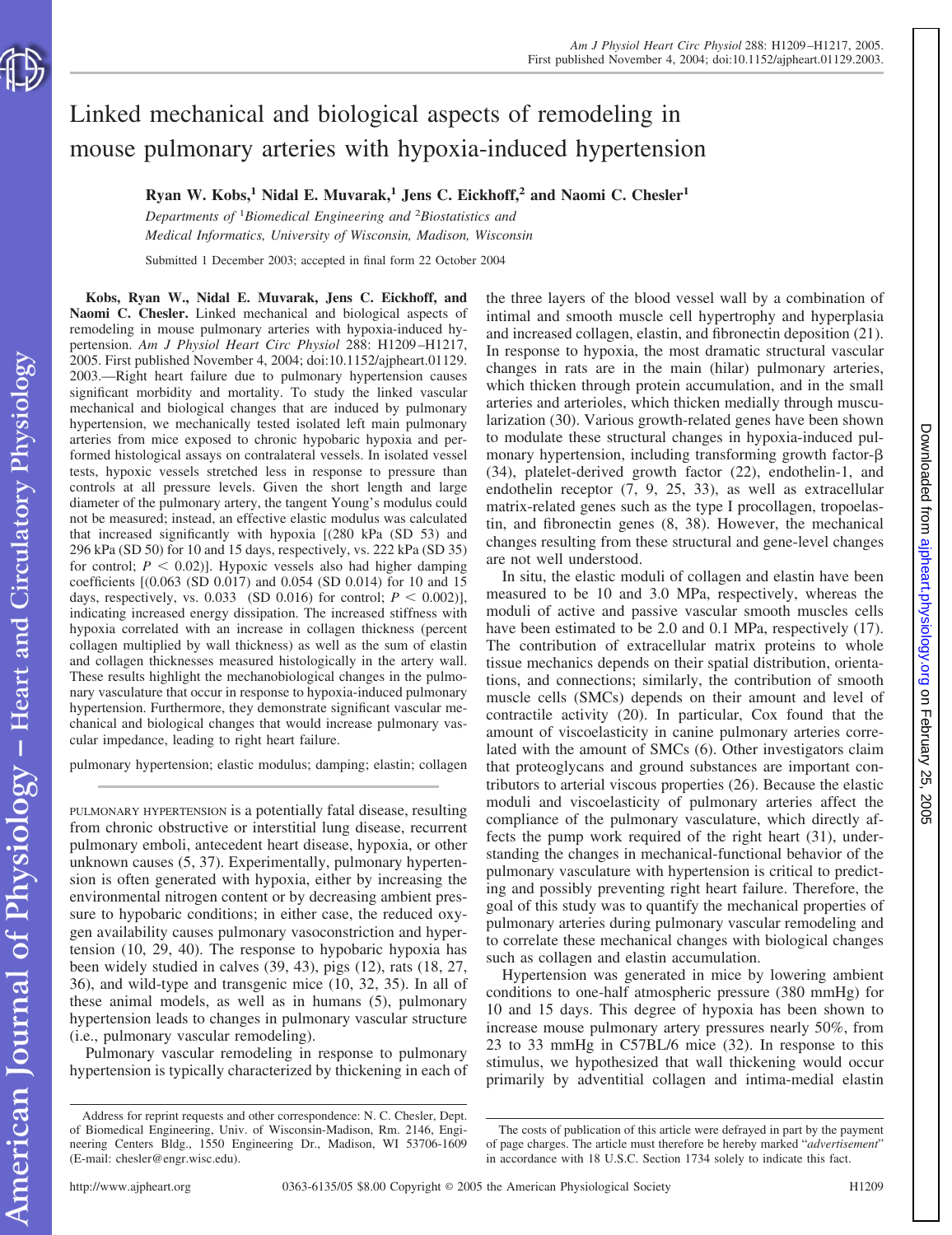# Linked mechanical and biological aspects of remodeling in mouse pulmonary arteries with hypoxia-induced hypertension

**Ryan W. Kobs,[1] Nidal E. Muvarak,[1] Jens C. Eickhoff,[2] and Naomi C. Chesler[1]**

*Departments of [1]Biomedical Engineering and [2]Biostatistics and Medical Informatics, University of Wisconsin, Madison, Wisconsin*

Submitted 1 December 2003; accepted in final form 22 October 2004

**Kobs, Ryan W., Nidal E. Muvarak, Jens C. Eickhoff, and Naomi C. Chesler.** Linked mechanical and biological aspects of remodeling in mouse pulmonary arteries with hypoxia-induced hypertension. *Am J Physiol Heart Circ Physiol* 288: H1209–H1217, 2005. First published November 4, 2004; doi:10.1152/ajpheart.01129. 2003.—Right heart failure due to pulmonary hypertension causes significant morbidity and mortality. To study the linked vascular mechanical and biological changes that are induced by pulmonary hypertension, we mechanically tested isolated left main pulmonary arteries from mice exposed to chronic hypobaric hypoxia and performed histological assays on contralateral vessels. In isolated vessel tests, hypoxic vessels stretched less in response to pressure than controls at all pressure levels. Given the short length and large diameter of the pulmonary artery, the tangent Young's modulus could not be measured; instead, an effective elastic modulus was calculated that increased significantly with hypoxia [(280 kPa (SD 53) and 296 kPa (SD 50) for 10 and 15 days, respectively, vs. 222 kPa (SD 35) for control; $P < 0.02$)]. Hypoxic vessels also had higher damping coefficients [(0.063 (SD 0.017) and 0.054 (SD 0.014) for 10 and 15 days, respectively, vs. 0.033 (SD 0.016) for control; $P < 0.002$)], indicating increased energy dissipation. The increased stiffness with hypoxia correlated with an increase in collagen thickness (percent collagen multiplied by wall thickness) as well as the sum of elastin and collagen thicknesses measured histologically in the artery wall. These results highlight the mechanobiological changes in the pulmonary vasculature that occur in response to hypoxia-induced pulmonary hypertension. Furthermore, they demonstrate significant vascular mechanical and biological changes that would increase pulmonary vascular impedance, leading to right heart failure.

pulmonary hypertension; elastic modulus; damping; elastin; collagen

PULMONARY HYPERTENSION is a potentially fatal disease, resulting from chronic obstructive or interstitial lung disease, recurrent pulmonary emboli, antecedent heart disease, hypoxia, or other unknown causes (5, 37). Experimentally, pulmonary hypertension is often generated with hypoxia, either by increasing the environmental nitrogen content or by decreasing ambient pressure to hypobaric conditions; in either case, the reduced oxygen availability causes pulmonary vasoconstriction and hypertension (10, 29, 40). The response to hypobaric hypoxia has been widely studied in calves (39, 43), pigs (12), rats (18, 27, 36), and wild-type and transgenic mice (10, 32, 35). In all of these animal models, as well as in humans (5), pulmonary hypertension leads to changes in pulmonary vascular structure (i.e., pulmonary vascular remodeling).

Pulmonary vascular remodeling in response to pulmonary hypertension is typically characterized by thickening in each of the three layers of the blood vessel wall by a combination of intimal and smooth muscle cell hypertrophy and hyperplasia and increased collagen, elastin, and fibronectin deposition (21). In response to hypoxia, the most dramatic structural vascular changes in rats are in the main (hilar) pulmonary arteries, which thicken through protein accumulation, and in the small arteries and arterioles, which thicken medially through muscularization (30). Various growth-related genes have been shown to modulate these structural changes in hypoxia-induced pulmonary hypertension, including transforming growth factor-β (34), platelet-derived growth factor (22), endothelin-1, and endothelin receptor (7, 9, 25, 33), as well as extracellular matrix-related genes such as the type I procollagen, tropoelastin, and fibronectin genes (8, 38). However, the mechanical changes resulting from these structural and gene-level changes are not well understood.

In situ, the elastic moduli of collagen and elastin have been measured to be 10 and 3.0 MPa, respectively, whereas the moduli of active and passive vascular smooth muscles cells have been estimated to be 2.0 and 0.1 MPa, respectively (17). The contribution of extracellular matrix proteins to whole tissue mechanics depends on their spatial distribution, orientations, and connections; similarly, the contribution of smooth muscle cells (SMCs) depends on their amount and level of contractile activity (20). In particular, Cox found that the amount of viscoelasticity in canine pulmonary arteries correlated with the amount of SMCs (6). Other investigators claim that proteoglycans and ground substances are important contributors to arterial viscous properties (26). Because the elastic moduli and viscoelasticity of pulmonary arteries affect the compliance of the pulmonary vasculature, which directly affects the pump work required of the right heart (31), understanding the changes in mechanical-functional behavior of the pulmonary vasculature with hypertension is critical to predicting and possibly preventing right heart failure. Therefore, the goal of this study was to quantify the mechanical properties of pulmonary arteries during pulmonary vascular remodeling and to correlate these mechanical changes with biological changes such as collagen and elastin accumulation.

Hypertension was generated in mice by lowering ambient conditions to one-half atmospheric pressure (380 mmHg) for 10 and 15 days. This degree of hypoxia has been shown to increase mouse pulmonary artery pressures nearly 50%, from 23 to 33 mmHg in C57BL/6 mice (32). In response to this stimulus, we hypothesized that wall thickening would occur primarily by adventitial collagen and intima-medial elastin

Address for reprint requests and other correspondence: N. C. Chesler, Dept. of Biomedical Engineering, Univ. of Wisconsin-Madison, Rm. 2146, Engineering Centers Bldg., 1550 Engineering Dr., Madison, WI 53706-1609 (E-mail: chesler@engr.wisc.edu).

The costs of publication of this article were defrayed in part by the payment of page charges. The article must therefore be hereby marked "*advertisement*" in accordance with 18 U.S.C. Section 1734 solely to indicate this fact.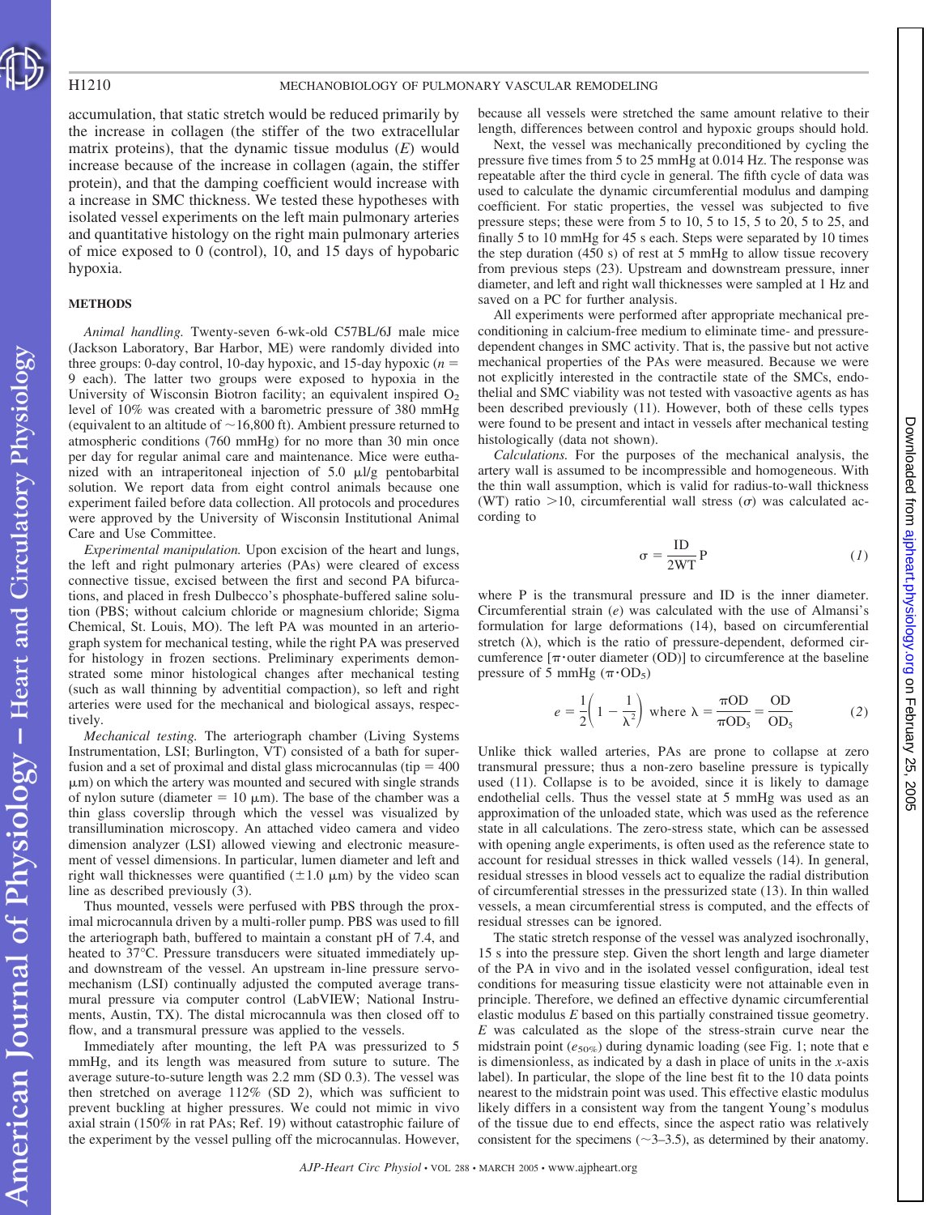accumulation, that static stretch would be reduced primarily by the increase in collagen (the stiffer of the two extracellular matrix proteins), that the dynamic tissue modulus (*E*) would increase because of the increase in collagen (again, the stiffer protein), and that the damping coefficient would increase with a increase in SMC thickness. We tested these hypotheses with isolated vessel experiments on the left main pulmonary arteries and quantitative histology on the right main pulmonary arteries of mice exposed to 0 (control), 10, and 15 days of hypobaric hypoxia.

## METHODS

*Animal handling.* Twenty-seven 6-wk-old C57BL/6J male mice (Jackson Laboratory, Bar Harbor, ME) were randomly divided into three groups: 0-day control, 10-day hypoxic, and 15-day hypoxic ($n$ = 9 each). The latter two groups were exposed to hypoxia in the University of Wisconsin Biotron facility; an equivalent inspired $O_2$ level of 10% was created with a barometric pressure of 380 mmHg (equivalent to an altitude of ~16,800 ft). Ambient pressure returned to atmospheric conditions (760 mmHg) for no more than 30 min once per day for regular animal care and maintenance. Mice were euthanized with an intraperitoneal injection of 5.0 μl/g pentobarbital solution. We report data from eight control animals because one experiment failed before data collection. All protocols and procedures were approved by the University of Wisconsin Institutional Animal Care and Use Committee.

*Experimental manipulation.* Upon excision of the heart and lungs, the left and right pulmonary arteries (PAs) were cleared of excess connective tissue, excised between the first and second PA bifurcations, and placed in fresh Dulbecco's phosphate-buffered saline solution (PBS; without calcium chloride or magnesium chloride; Sigma Chemical, St. Louis, MO). The left PA was mounted in an arteriograph system for mechanical testing, while the right PA was preserved for histology in frozen sections. Preliminary experiments demonstrated some minor histological changes after mechanical testing (such as wall thinning by adventitial compaction), so left and right arteries were used for the mechanical and biological assays, respectively.

*Mechanical testing.* The arteriograph chamber (Living Systems Instrumentation, LSI; Burlington, VT) consisted of a bath for superfusion and a set of proximal and distal glass microcannulas (tip = 400 μm) on which the artery was mounted and secured with single strands of nylon suture (diameter = 10 μm). The base of the chamber was a thin glass coverslip through which the vessel was visualized by transillumination microscopy. An attached video camera and video dimension analyzer (LSI) allowed viewing and electronic measurement of vessel dimensions. In particular, lumen diameter and left and right wall thicknesses were quantified (±1.0 μm) by the video scan line as described previously (3).

Thus mounted, vessels were perfused with PBS through the proximal microcannula driven by a multi-roller pump. PBS was used to fill the arteriograph bath, buffered to maintain a constant pH of 7.4, and heated to 37°C. Pressure transducers were situated immediately up- and downstream of the vessel. An upstream in-line pressure servomechanism (LSI) continually adjusted the computed average transmural pressure via computer control (LabVIEW; National Instruments, Austin, TX). The distal microcannula was then closed off to flow, and a transmural pressure was applied to the vessels.

Immediately after mounting, the left PA was pressurized to 5 mmHg, and its length was measured from suture to suture. The average suture-to-suture length was 2.2 mm (SD 0.3). The vessel was then stretched on average 112% (SD 2), which was sufficient to prevent buckling at higher pressures. We could not mimic in vivo axial strain (150% in rat PAs; Ref. 19) without catastrophic failure of the experiment by the vessel pulling off the microcannulas. However, because all vessels were stretched the same amount relative to their length, differences between control and hypoxic groups should hold.

Next, the vessel was mechanically preconditioned by cycling the pressure five times from 5 to 25 mmHg at 0.014 Hz. The response was repeatable after the third cycle in general. The fifth cycle of data was used to calculate the dynamic circumferential modulus and damping coefficient. For static properties, the vessel was subjected to five pressure steps; these were from 5 to 10, 5 to 15, 5 to 20, 5 to 25, and finally 5 to 10 mmHg for 45 s each. Steps were separated by 10 times the step duration (450 s) of rest at 5 mmHg to allow tissue recovery from previous steps (23). Upstream and downstream pressure, inner diameter, and left and right wall thicknesses were sampled at 1 Hz and saved on a PC for further analysis.

All experiments were performed after appropriate mechanical preconditioning in calcium-free medium to eliminate time- and pressure-dependent changes in SMC activity. That is, the passive but not active mechanical properties of the PAs were measured. Because we were not explicitly interested in the contractile state of the SMCs, endothelial and SMC viability was not tested with vasoactive agents as has been described previously (11). However, both of these cells types were found to be present and intact in vessels after mechanical testing histologically (data not shown).

*Calculations.* For the purposes of the mechanical analysis, the artery wall is assumed to be incompressible and homogeneous. With the thin wall assumption, which is valid for radius-to-wall thickness (WT) ratio >10, circumferential wall stress ($\sigma$) was calculated according to

$$\sigma = \frac{\text{ID}}{2\text{WT}}\text{P} \tag{1}$$

where P is the transmural pressure and ID is the inner diameter. Circumferential strain ($e$) was calculated with the use of Almansi's formulation for large deformations (14), based on circumferential stretch ($\lambda$), which is the ratio of pressure-dependent, deformed circumference [$\pi \cdot$outer diameter (OD)] to circumference at the baseline pressure of 5 mmHg ($\pi \cdot \text{OD}_5$)

$$e = \frac{1}{2}\left(1 - \frac{1}{\lambda^2}\right) \text{ where } \lambda = \frac{\pi\text{OD}}{\pi\text{OD}_5} = \frac{\text{OD}}{\text{OD}_5} \tag{2}$$

Unlike thick walled arteries, PAs are prone to collapse at zero transmural pressure; thus a non-zero baseline pressure is typically used (11). Collapse is to be avoided, since it is likely to damage endothelial cells. Thus the vessel state at 5 mmHg was used as an approximation of the unloaded state, which was used as the reference state in all calculations. The zero-stress state, which can be assessed with opening angle experiments, is often used as the reference state to account for residual stresses in thick walled vessels (14). In general, residual stresses in blood vessels act to equalize the radial distribution of circumferential stresses in the pressurized state (13). In thin walled vessels, a mean circumferential stress is computed, and the effects of residual stresses can be ignored.

The static stretch response of the vessel was analyzed isochronally, 15 s into the pressure step. Given the short length and large diameter of the PA in vivo and in the isolated vessel configuration, ideal test conditions for measuring tissue elasticity were not attainable even in principle. Therefore, we defined an effective dynamic circumferential elastic modulus *E* based on this partially constrained tissue geometry. *E* was calculated as the slope of the stress-strain curve near the midstrain point ($e_{50\%}$) during dynamic loading (see Fig. 1; note that e is dimensionless, as indicated by a dash in place of units in the *x*-axis label). In particular, the slope of the line best fit to the 10 data points nearest to the midstrain point was used. This effective elastic modulus likely differs in a consistent way from the tangent Young's modulus of the tissue due to end effects, since the aspect ratio was relatively consistent for the specimens (~3–3.5), as determined by their anatomy.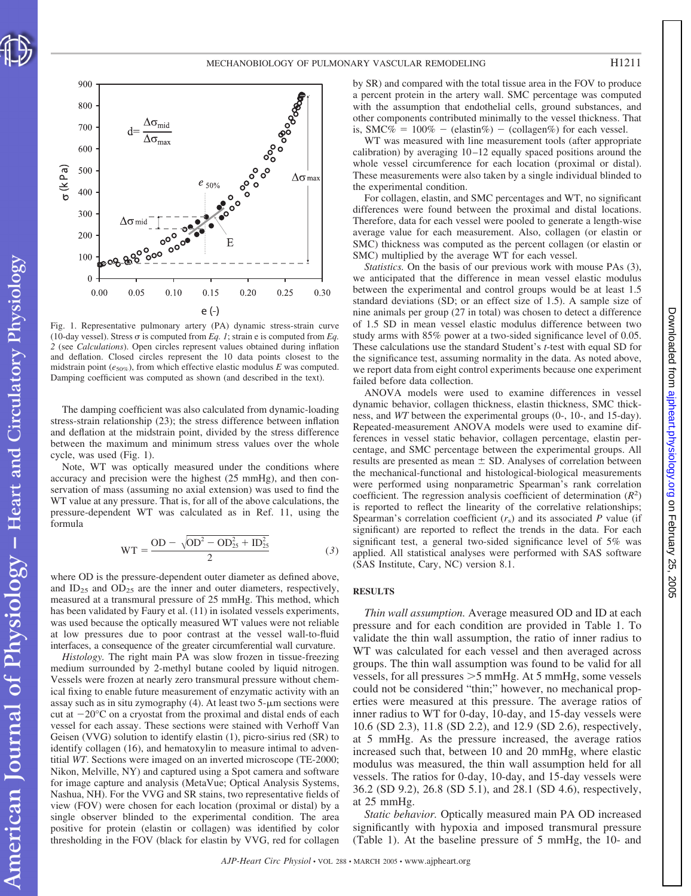Fig. 1. Representative pulmonary artery (PA) dynamic stress-strain curve (10-day vessel). Stress σ is computed from *Eq. 1*; strain e is computed from *Eq. 2* (see *Calculations*). Open circles represent values obtained during inflation and deflation. Closed circles represent the 10 data points closest to the midstrain point ($e_{50\%}$), from which effective elastic modulus *E* was computed. Damping coefficient was computed as shown (and described in the text).

The damping coefficient was also calculated from dynamic-loading stress-strain relationship (23); the stress difference between inflation and deflation at the midstrain point, divided by the stress difference between the maximum and minimum stress values over the whole cycle, was used (Fig. 1).

Note, WT was optically measured under the conditions where accuracy and precision were the highest (25 mmHg), and then conservation of mass (assuming no axial extension) was used to find the WT value at any pressure. That is, for all of the above calculations, the pressure-dependent WT was calculated as in Ref. 11, using the formula

$$\mathrm{WT} = \frac{\mathrm{OD} - \sqrt{\mathrm{OD}^2 - \mathrm{OD}_{25}^2 + \mathrm{ID}_{25}^2}}{2} \tag{3}$$

where OD is the pressure-dependent outer diameter as defined above, and $\mathrm{ID}_{25}$ and $\mathrm{OD}_{25}$ are the inner and outer diameters, respectively, measured at a transmural pressure of 25 mmHg. This method, which has been validated by Faury et al. (11) in isolated vessels experiments, was used because the optically measured WT values were not reliable at low pressures due to poor contrast at the vessel wall-to-fluid interfaces, a consequence of the greater circumferential wall curvature.

*Histology.* The right main PA was slow frozen in tissue-freezing medium surrounded by 2-methyl butane cooled by liquid nitrogen. Vessels were frozen at nearly zero transmural pressure without chemical fixing to enable future measurement of enzymatic activity with an assay such as in situ zymography (4). At least two 5-μm sections were cut at −20°C on a cryostat from the proximal and distal ends of each vessel for each assay. These sections were stained with Verhoff Van Geisen (VVG) solution to identify elastin (1), picro-sirius red (SR) to identify collagen (16), and hematoxylin to measure intimal to adventitial *WT*. Sections were imaged on an inverted microscope (TE-2000; Nikon, Melville, NY) and captured using a Spot camera and software for image capture and analysis (MetaVue; Optical Analysis Systems, Nashua, NH). For the VVG and SR stains, two representative fields of view (FOV) were chosen for each location (proximal or distal) by a single observer blinded to the experimental condition. The area positive for protein (elastin or collagen) was identified by color thresholding in the FOV (black for elastin by VVG, red for collagen by SR) and compared with the total tissue area in the FOV to produce a percent protein in the artery wall. SMC percentage was computed with the assumption that endothelial cells, ground substances, and other components contributed minimally to the vessel thickness. That is, SMC% = 100% − (elastin%) − (collagen%) for each vessel.

WT was measured with line measurement tools (after appropriate calibration) by averaging 10–12 equally spaced positions around the whole vessel circumference for each location (proximal or distal). These measurements were also taken by a single individual blinded to the experimental condition.

For collagen, elastin, and SMC percentages and WT, no significant differences were found between the proximal and distal locations. Therefore, data for each vessel were pooled to generate a length-wise average value for each measurement. Also, collagen (or elastin or SMC) thickness was computed as the percent collagen (or elastin or SMC) multiplied by the average WT for each vessel.

*Statistics.* On the basis of our previous work with mouse PAs (3), we anticipated that the difference in mean vessel elastic modulus between the experimental and control groups would be at least 1.5 standard deviations (SD; or an effect size of 1.5). A sample size of nine animals per group (27 in total) was chosen to detect a difference of 1.5 SD in mean vessel elastic modulus difference between two study arms with 85% power at a two-sided significance level of 0.05. These calculations use the standard Student's *t*-test with equal SD for the significance test, assuming normality in the data. As noted above, we report data from eight control experiments because one experiment failed before data collection.

ANOVA models were used to examine differences in vessel dynamic behavior, collagen thickness, elastin thickness, SMC thickness, and *WT* between the experimental groups (0-, 10-, and 15-day). Repeated-measurement ANOVA models were used to examine differences in vessel static behavior, collagen percentage, elastin percentage, and SMC percentage between the experimental groups. All results are presented as mean ± SD. Analyses of correlation between the mechanical-functional and histological-biological measurements were performed using nonparametric Spearman's rank correlation coefficient. The regression analysis coefficient of determination ($R^2$) is reported to reflect the linearity of the correlative relationships; Spearman's correlation coefficient ($r_s$) and its associated *P* value (if significant) are reported to reflect the trends in the data. For each significant test, a general two-sided significance level of 5% was applied. All statistical analyses were performed with SAS software (SAS Institute, Cary, NC) version 8.1.

## RESULTS

*Thin wall assumption.* Average measured OD and ID at each pressure and for each condition are provided in Table 1. To validate the thin wall assumption, the ratio of inner radius to WT was calculated for each vessel and then averaged across groups. The thin wall assumption was found to be valid for all vessels, for all pressures >5 mmHg. At 5 mmHg, some vessels could not be considered "thin;" however, no mechanical properties were measured at this pressure. The average ratios of inner radius to WT for 0-day, 10-day, and 15-day vessels were 10.6 (SD 2.3), 11.8 (SD 2.2), and 12.9 (SD 2.6), respectively, at 5 mmHg. As the pressure increased, the average ratios increased such that, between 10 and 20 mmHg, where elastic modulus was measured, the thin wall assumption held for all vessels. The ratios for 0-day, 10-day, and 15-day vessels were 36.2 (SD 9.2), 26.8 (SD 5.1), and 28.1 (SD 4.6), respectively, at 25 mmHg.

*Static behavior.* Optically measured main PA OD increased significantly with hypoxia and imposed transmural pressure (Table 1). At the baseline pressure of 5 mmHg, the 10- and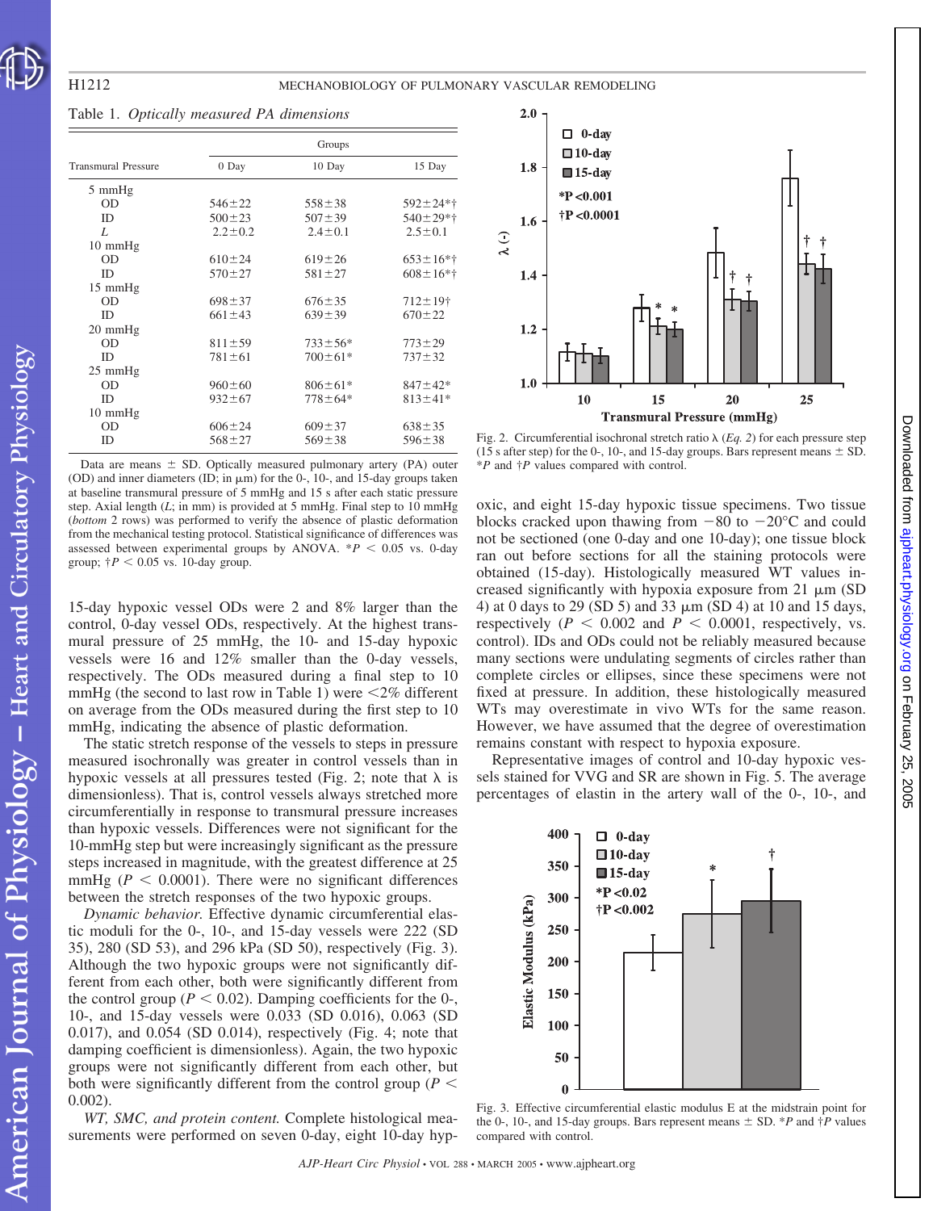Table 1. *Optically measured PA dimensions*

| Transmural Pressure | Groups | | |
|---|---|---|---|
| | 0 Day | 10 Day | 15 Day |
| 5 mmHg | | | |
| OD | 546±22 | 558±38 | 592±24*† |
| ID | 500±23 | 507±39 | 540±29*† |
| *L* | 2.2±0.2 | 2.4±0.1 | 2.5±0.1 |
| 10 mmHg | | | |
| OD | 610±24 | 619±26 | 653±16*† |
| ID | 570±27 | 581±27 | 608±16*† |
| 15 mmHg | | | |
| OD | 698±37 | 676±35 | 712±19† |
| ID | 661±43 | 639±39 | 670±22 |
| 20 mmHg | | | |
| OD | 811±59 | 733±56* | 773±29 |
| ID | 781±61 | 700±61* | 737±32 |
| 25 mmHg | | | |
| OD | 960±60 | 806±61* | 847±42* |
| ID | 932±67 | 778±64* | 813±41* |
| 10 mmHg | | | |
| OD | 606±24 | 609±37 | 638±35 |
| ID | 568±27 | 569±38 | 596±38 |

Data are means ± SD. Optically measured pulmonary artery (PA) outer (OD) and inner diameters (ID; in μm) for the 0-, 10-, and 15-day groups taken at baseline transmural pressure of 5 mmHg and 15 s after each static pressure step. Axial length (*L*; in mm) is provided at 5 mmHg. Final step to 10 mmHg (*bottom* 2 rows) was performed to verify the absence of plastic deformation from the mechanical testing protocol. Statistical significance of differences was assessed between experimental groups by ANOVA. *$P < 0.05$ vs. 0-day group; †$P < 0.05$ vs. 10-day group.

15-day hypoxic vessel ODs were 2 and 8% larger than the control, 0-day vessel ODs, respectively. At the highest transmural pressure of 25 mmHg, the 10- and 15-day hypoxic vessels were 16 and 12% smaller than the 0-day vessels, respectively. The ODs measured during a final step to 10 mmHg (the second to last row in Table 1) were <2% different on average from the ODs measured during the first step to 10 mmHg, indicating the absence of plastic deformation.

The static stretch response of the vessels to steps in pressure measured isochronally was greater in control vessels than in hypoxic vessels at all pressures tested (Fig. 2; note that λ is dimensionless). That is, control vessels always stretched more circumferentially in response to transmural pressure increases than hypoxic vessels. Differences were not significant for the 10-mmHg step but were increasingly significant as the pressure steps increased in magnitude, with the greatest difference at 25 mmHg ($P < 0.0001$). There were no significant differences between the stretch responses of the two hypoxic groups.

*Dynamic behavior.* Effective dynamic circumferential elastic moduli for the 0-, 10-, and 15-day vessels were 222 (SD 35), 280 (SD 53), and 296 kPa (SD 50), respectively (Fig. 3). Although the two hypoxic groups were not significantly different from each other, both were significantly different from the control group ($P < 0.02$). Damping coefficients for the 0-, 10-, and 15-day vessels were 0.033 (SD 0.016), 0.063 (SD 0.017), and 0.054 (SD 0.014), respectively (Fig. 4; note that damping coefficient is dimensionless). Again, the two hypoxic groups were not significantly different from each other, but both were significantly different from the control group ($P < 0.002$).

*WT, SMC, and protein content.* Complete histological measurements were performed on seven 0-day, eight 10-day hypoxic, and eight 15-day hypoxic tissue specimens. Two tissue blocks cracked upon thawing from −80 to −20°C and could not be sectioned (one 0-day and one 10-day); one tissue block ran out before sections for all the staining protocols were obtained (15-day). Histologically measured WT values increased significantly with hypoxia exposure from 21 μm (SD 4) at 0 days to 29 (SD 5) and 33 μm (SD 4) at 10 and 15 days, respectively ($P < 0.002$ and $P < 0.0001$, respectively, vs. control). IDs and ODs could not be reliably measured because many sections were undulating segments of circles rather than complete circles or ellipses, since these specimens were not fixed at pressure. In addition, these histologically measured WTs may overestimate in vivo WTs for the same reason. However, we have assumed that the degree of overestimation remains constant with respect to hypoxia exposure.

Representative images of control and 10-day hypoxic vessels stained for VVG and SR are shown in Fig. 5. The average percentages of elastin in the artery wall of the 0-, 10-, and

Fig. 2. Circumferential isochronal stretch ratio λ (*Eq. 2*) for each pressure step (15 s after step) for the 0-, 10-, and 15-day groups. Bars represent means ± SD. *$P$ and †$P$ values compared with control.

Fig. 3. Effective circumferential elastic modulus E at the midstrain point for the 0-, 10-, and 15-day groups. Bars represent means ± SD. *$P$ and †$P$ values compared with control.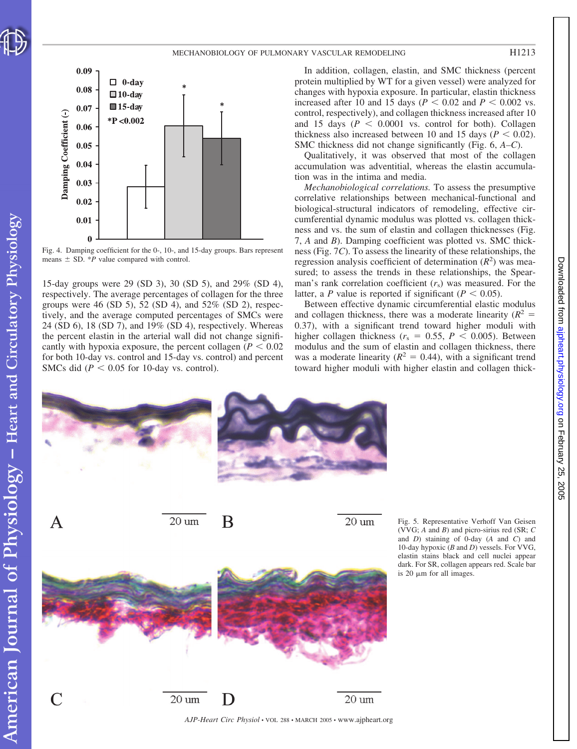Fig. 4. Damping coefficient for the 0-, 10-, and 15-day groups. Bars represent means ± SD. *$P$ value compared with control.

15-day groups were 29 (SD 3), 30 (SD 5), and 29% (SD 4), respectively. The average percentages of collagen for the three groups were 46 (SD 5), 52 (SD 4), and 52% (SD 2), respectively, and the average computed percentages of SMCs were 24 (SD 6), 18 (SD 7), and 19% (SD 4), respectively. Whereas the percent elastin in the arterial wall did not change significantly with hypoxia exposure, the percent collagen ($P < 0.02$ for both 10-day vs. control and 15-day vs. control) and percent SMCs did ($P < 0.05$ for 10-day vs. control).

In addition, collagen, elastin, and SMC thickness (percent protein multiplied by WT for a given vessel) were analyzed for changes with hypoxia exposure. In particular, elastin thickness increased after 10 and 15 days ($P < 0.02$ and $P < 0.002$ vs. control, respectively), and collagen thickness increased after 10 and 15 days ($P < 0.0001$ vs. control for both). Collagen thickness also increased between 10 and 15 days ($P < 0.02$). SMC thickness did not change significantly (Fig. 6, *A–C*).

Qualitatively, it was observed that most of the collagen accumulation was adventitial, whereas the elastin accumulation was in the intima and media.

*Mechanobiological correlations.* To assess the presumptive correlative relationships between mechanical-functional and biological-structural indicators of remodeling, effective circumferential dynamic modulus was plotted vs. collagen thickness and vs. the sum of elastin and collagen thicknesses (Fig. 7, *A* and *B*). Damping coefficient was plotted vs. SMC thickness (Fig. 7*C*). To assess the linearity of these relationships, the regression analysis coefficient of determination ($R^2$) was measured; to assess the trends in these relationships, the Spearman's rank correlation coefficient ($r_s$) was measured. For the latter, a $P$ value is reported if significant ($P < 0.05$).

Between effective dynamic circumferential elastic modulus and collagen thickness, there was a moderate linearity ($R^2 = 0.37$), with a significant trend toward higher moduli with higher collagen thickness ($r_s = 0.55$, $P < 0.005$). Between modulus and the sum of elastin and collagen thickness, there was a moderate linearity ($R^2 = 0.44$), with a significant trend toward higher moduli with higher elastin and collagen thick-

Fig. 5. Representative Verhoff Van Geisen (VVG; *A* and *B*) and picro-sirius red (SR; *C* and *D*) staining of 0-day (*A* and *C*) and 10-day hypoxic (*B* and *D*) vessels. For VVG, elastin stains black and cell nuclei appear dark. For SR, collagen appears red. Scale bar is 20 μm for all images.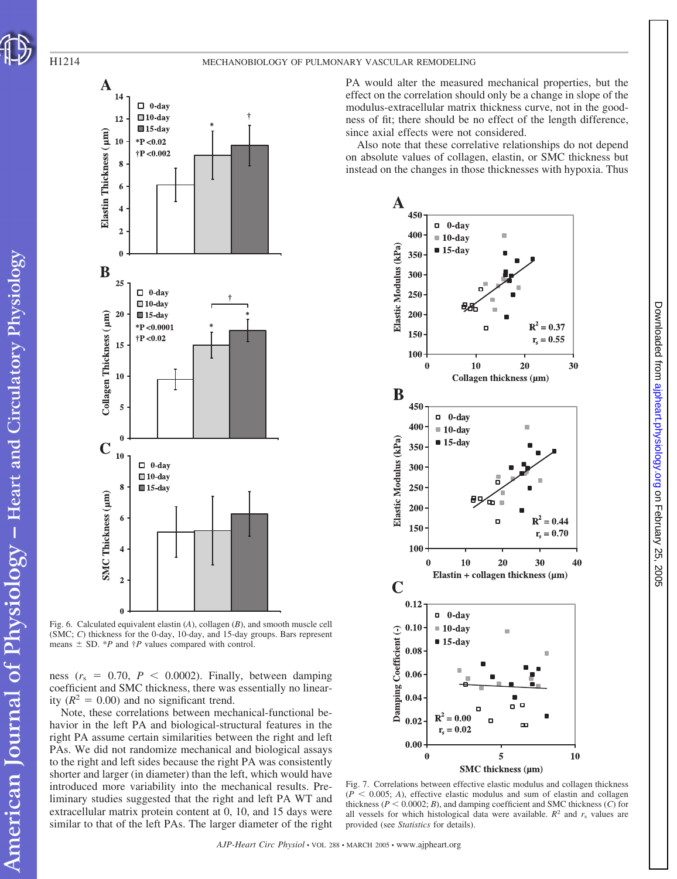ness ($r_s$ = 0.70, $P$ < 0.0002). Finally, between damping coefficient and SMC thickness, there was essentially no linearity ($R^2$ = 0.00) and no significant trend.

Note, these correlations between mechanical-functional behavior in the left PA and biological-structural features in the right PA assume certain similarities between the right and left PAs. We did not randomize mechanical and biological assays to the right and left sides because the right PA was consistently shorter and larger (in diameter) than the left, which would have introduced more variability into the mechanical results. Preliminary studies suggested that the right and left PA WT and extracellular matrix protein content at 0, 10, and 15 days were similar to that of the left PAs. The larger diameter of the right PA would alter the measured mechanical properties, but the effect on the correlation should only be a change in slope of the modulus-extracellular matrix thickness curve, not in the goodness of fit; there should be no effect of the length difference, since axial effects were not considered.

Also note that these correlative relationships do not depend on absolute values of collagen, elastin, or SMC thickness but instead on the changes in those thicknesses with hypoxia. Thus

Fig. 6. Calculated equivalent elastin (*A*), collagen (*B*), and smooth muscle cell (SMC; *C*) thickness for the 0-day, 10-day, and 15-day groups. Bars represent means ± SD. \**P* and †*P* values compared with control.

Fig. 7. Correlations between effective elastic modulus and collagen thickness ($P$ < 0.005; *A*), effective elastic modulus and sum of elastin and collagen thickness ($P$ < 0.0002; *B*), and damping coefficient and SMC thickness (*C*) for all vessels for which histological data were available. $R^2$ and $r_s$ values are provided (see *Statistics* for details).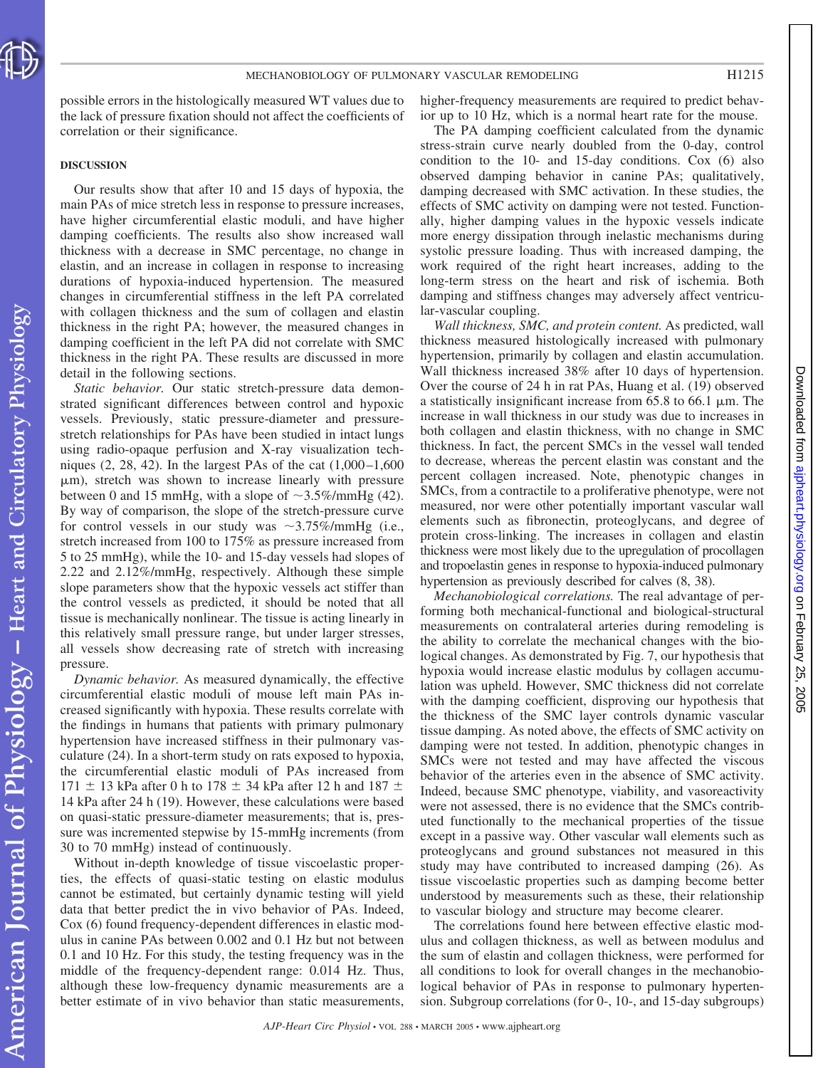possible errors in the histologically measured WT values due to the lack of pressure fixation should not affect the coefficients of correlation or their significance.

## DISCUSSION

Our results show that after 10 and 15 days of hypoxia, the main PAs of mice stretch less in response to pressure increases, have higher circumferential elastic moduli, and have higher damping coefficients. The results also show increased wall thickness with a decrease in SMC percentage, no change in elastin, and an increase in collagen in response to increasing durations of hypoxia-induced hypertension. The measured changes in circumferential stiffness in the left PA correlated with collagen thickness and the sum of collagen and elastin thickness in the right PA; however, the measured changes in damping coefficient in the left PA did not correlate with SMC thickness in the right PA. These results are discussed in more detail in the following sections.

*Static behavior.* Our static stretch-pressure data demonstrated significant differences between control and hypoxic vessels. Previously, static pressure-diameter and pressure-stretch relationships for PAs have been studied in intact lungs using radio-opaque perfusion and X-ray visualization techniques (2, 28, 42). In the largest PAs of the cat (1,000–1,600 μm), stretch was shown to increase linearly with pressure between 0 and 15 mmHg, with a slope of ~3.5%/mmHg (42). By way of comparison, the slope of the stretch-pressure curve for control vessels in our study was ~3.75%/mmHg (i.e., stretch increased from 100 to 175% as pressure increased from 5 to 25 mmHg), while the 10- and 15-day vessels had slopes of 2.22 and 2.12%/mmHg, respectively. Although these simple slope parameters show that the hypoxic vessels act stiffer than the control vessels as predicted, it should be noted that all tissue is mechanically nonlinear. The tissue is acting linearly in this relatively small pressure range, but under larger stresses, all vessels show decreasing rate of stretch with increasing pressure.

*Dynamic behavior.* As measured dynamically, the effective circumferential elastic moduli of mouse left main PAs increased significantly with hypoxia. These results correlate with the findings in humans that patients with primary pulmonary hypertension have increased stiffness in their pulmonary vasculature (24). In a short-term study on rats exposed to hypoxia, the circumferential elastic moduli of PAs increased from 171 ± 13 kPa after 0 h to 178 ± 34 kPa after 12 h and 187 ± 14 kPa after 24 h (19). However, these calculations were based on quasi-static pressure-diameter measurements; that is, pressure was incremented stepwise by 15-mmHg increments (from 30 to 70 mmHg) instead of continuously.

Without in-depth knowledge of tissue viscoelastic properties, the effects of quasi-static testing on elastic modulus cannot be estimated, but certainly dynamic testing will yield data that better predict the in vivo behavior of PAs. Indeed, Cox (6) found frequency-dependent differences in elastic modulus in canine PAs between 0.002 and 0.1 Hz but not between 0.1 and 10 Hz. For this study, the testing frequency was in the middle of the frequency-dependent range: 0.014 Hz. Thus, although these low-frequency dynamic measurements are a better estimate of in vivo behavior than static measurements, higher-frequency measurements are required to predict behavior up to 10 Hz, which is a normal heart rate for the mouse.

The PA damping coefficient calculated from the dynamic stress-strain curve nearly doubled from the 0-day, control condition to the 10- and 15-day conditions. Cox (6) also observed damping behavior in canine PAs; qualitatively, damping decreased with SMC activation. In these studies, the effects of SMC activity on damping were not tested. Functionally, higher damping values in the hypoxic vessels indicate more energy dissipation through inelastic mechanisms during systolic pressure loading. Thus with increased damping, the work required of the right heart increases, adding to the long-term stress on the heart and risk of ischemia. Both damping and stiffness changes may adversely affect ventricular-vascular coupling.

*Wall thickness, SMC, and protein content.* As predicted, wall thickness measured histologically increased with pulmonary hypertension, primarily by collagen and elastin accumulation. Wall thickness increased 38% after 10 days of hypertension. Over the course of 24 h in rat PAs, Huang et al. (19) observed a statistically insignificant increase from 65.8 to 66.1 μm. The increase in wall thickness in our study was due to increases in both collagen and elastin thickness, with no change in SMC thickness. In fact, the percent SMCs in the vessel wall tended to decrease, whereas the percent elastin was constant and the percent collagen increased. Note, phenotypic changes in SMCs, from a contractile to a proliferative phenotype, were not measured, nor were other potentially important vascular wall elements such as fibronectin, proteoglycans, and degree of protein cross-linking. The increases in collagen and elastin thickness were most likely due to the upregulation of procollagen and tropoelastin genes in response to hypoxia-induced pulmonary hypertension as previously described for calves (8, 38).

*Mechanobiological correlations.* The real advantage of performing both mechanical-functional and biological-structural measurements on contralateral arteries during remodeling is the ability to correlate the mechanical changes with the biological changes. As demonstrated by Fig. 7, our hypothesis that hypoxia would increase elastic modulus by collagen accumulation was upheld. However, SMC thickness did not correlate with the damping coefficient, disproving our hypothesis that the thickness of the SMC layer controls dynamic vascular tissue damping. As noted above, the effects of SMC activity on damping were not tested. In addition, phenotypic changes in SMCs were not tested and may have affected the viscous behavior of the arteries even in the absence of SMC activity. Indeed, because SMC phenotype, viability, and vasoreactivity were not assessed, there is no evidence that the SMCs contributed functionally to the mechanical properties of the tissue except in a passive way. Other vascular wall elements such as proteoglycans and ground substances not measured in this study may have contributed to increased damping (26). As tissue viscoelastic properties such as damping become better understood by measurements such as these, their relationship to vascular biology and structure may become clearer.

The correlations found here between effective elastic modulus and collagen thickness, as well as between modulus and the sum of elastin and collagen thickness, were performed for all conditions to look for overall changes in the mechanobiological behavior of PAs in response to pulmonary hypertension. Subgroup correlations (for 0-, 10-, and 15-day subgroups)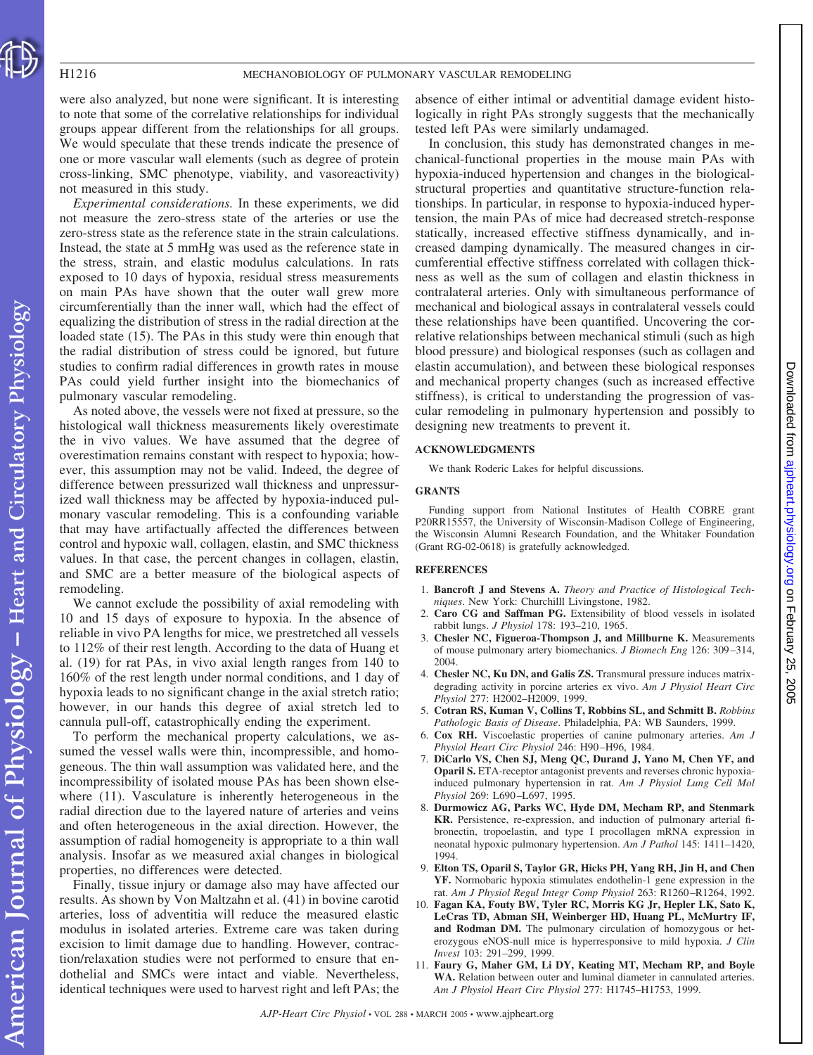were also analyzed, but none were significant. It is interesting to note that some of the correlative relationships for individual groups appear different from the relationships for all groups. We would speculate that these trends indicate the presence of one or more vascular wall elements (such as degree of protein cross-linking, SMC phenotype, viability, and vasoreactivity) not measured in this study.

*Experimental considerations.* In these experiments, we did not measure the zero-stress state of the arteries or use the zero-stress state as the reference state in the strain calculations. Instead, the state at 5 mmHg was used as the reference state in the stress, strain, and elastic modulus calculations. In rats exposed to 10 days of hypoxia, residual stress measurements on main PAs have shown that the outer wall grew more circumferentially than the inner wall, which had the effect of equalizing the distribution of stress in the radial direction at the loaded state (15). The PAs in this study were thin enough that the radial distribution of stress could be ignored, but future studies to confirm radial differences in growth rates in mouse PAs could yield further insight into the biomechanics of pulmonary vascular remodeling.

As noted above, the vessels were not fixed at pressure, so the histological wall thickness measurements likely overestimate the in vivo values. We have assumed that the degree of overestimation remains constant with respect to hypoxia; however, this assumption may not be valid. Indeed, the degree of difference between pressurized wall thickness and unpressurized wall thickness may be affected by hypoxia-induced pulmonary vascular remodeling. This is a confounding variable that may have artifactually affected the differences between control and hypoxic wall, collagen, elastin, and SMC thickness values. In that case, the percent changes in collagen, elastin, and SMC are a better measure of the biological aspects of remodeling.

We cannot exclude the possibility of axial remodeling with 10 and 15 days of exposure to hypoxia. In the absence of reliable in vivo PA lengths for mice, we prestretched all vessels to 112% of their rest length. According to the data of Huang et al. (19) for rat PAs, in vivo axial length ranges from 140 to 160% of the rest length under normal conditions, and 1 day of hypoxia leads to no significant change in the axial stretch ratio; however, in our hands this degree of axial stretch led to cannula pull-off, catastrophically ending the experiment.

To perform the mechanical property calculations, we assumed the vessel walls were thin, incompressible, and homogeneous. The thin wall assumption was validated here, and the incompressibility of isolated mouse PAs has been shown elsewhere (11). Vasculature is inherently heterogeneous in the radial direction due to the layered nature of arteries and veins and often heterogeneous in the axial direction. However, the assumption of radial homogeneity is appropriate to a thin wall analysis. Insofar as we measured axial changes in biological properties, no differences were detected.

Finally, tissue injury or damage also may have affected our results. As shown by Von Maltzahn et al. (41) in bovine carotid arteries, loss of adventitia will reduce the measured elastic modulus in isolated arteries. Extreme care was taken during excision to limit damage due to handling. However, contraction/relaxation studies were not performed to ensure that endothelial and SMCs were intact and viable. Nevertheless, identical techniques were used to harvest right and left PAs; the absence of either intimal or adventitial damage evident histologically in right PAs strongly suggests that the mechanically tested left PAs were similarly undamaged.

In conclusion, this study has demonstrated changes in mechanical-functional properties in the mouse main PAs with hypoxia-induced hypertension and changes in the biological-structural properties and quantitative structure-function relationships. In particular, in response to hypoxia-induced hypertension, the main PAs of mice had decreased stretch-response statically, increased effective stiffness dynamically, and increased damping dynamically. The measured changes in circumferential effective stiffness correlated with collagen thickness as well as the sum of collagen and elastin thickness in contralateral arteries. Only with simultaneous performance of mechanical and biological assays in contralateral vessels could these relationships have been quantified. Uncovering the correlative relationships between mechanical stimuli (such as high blood pressure) and biological responses (such as collagen and elastin accumulation), and between these biological responses and mechanical property changes (such as increased effective stiffness), is critical to understanding the progression of vascular remodeling in pulmonary hypertension and possibly to designing new treatments to prevent it.

## ACKNOWLEDGMENTS

We thank Roderic Lakes for helpful discussions.

## GRANTS

Funding support from National Institutes of Health COBRE grant P20RR15557, the University of Wisconsin-Madison College of Engineering, the Wisconsin Alumni Research Foundation, and the Whitaker Foundation (Grant RG-02-0618) is gratefully acknowledged.

## REFERENCES

1. **Bancroft J and Stevens A.** *Theory and Practice of Histological Techniques*. New York: Churchilll Livingstone, 1982.
2. **Caro CG and Saffman PG.** Extensibility of blood vessels in isolated rabbit lungs. *J Physiol* 178: 193–210, 1965.
3. **Chesler NC, Figueroa-Thompson J, and Millburne K.** Measurements of mouse pulmonary artery biomechanics. *J Biomech Eng* 126: 309–314, 2004.
4. **Chesler NC, Ku DN, and Galis ZS.** Transmural pressure induces matrix-degrading activity in porcine arteries ex vivo. *Am J Physiol Heart Circ Physiol* 277: H2002–H2009, 1999.
5. **Cotran RS, Kuman V, Collins T, Robbins SL, and Schmitt B.** *Robbins Pathologic Basis of Disease*. Philadelphia, PA: WB Saunders, 1999.
6. **Cox RH.** Viscoelastic properties of canine pulmonary arteries. *Am J Physiol Heart Circ Physiol* 246: H90–H96, 1984.
7. **DiCarlo VS, Chen SJ, Meng QC, Durand J, Yano M, Chen YF, and Oparil S.** ETA-receptor antagonist prevents and reverses chronic hypoxia-induced pulmonary hypertension in rat. *Am J Physiol Lung Cell Mol Physiol* 269: L690–L697, 1995.
8. **Durmowicz AG, Parks WC, Hyde DM, Mecham RP, and Stenmark KR.** Persistence, re-expression, and induction of pulmonary arterial fibronectin, tropoelastin, and type I procollagen mRNA expression in neonatal hypoxic pulmonary hypertension. *Am J Pathol* 145: 1411–1420, 1994.
9. **Elton TS, Oparil S, Taylor GR, Hicks PH, Yang RH, Jin H, and Chen YF.** Normobaric hypoxia stimulates endothelin-1 gene expression in the rat. *Am J Physiol Regul Integr Comp Physiol* 263: R1260–R1264, 1992.
10. **Fagan KA, Fouty BW, Tyler RC, Morris KG Jr, Hepler LK, Sato K, LeCras TD, Abman SH, Weinberger HD, Huang PL, McMurtry IF, and Rodman DM.** The pulmonary circulation of homozygous or heterozygous eNOS-null mice is hyperresponsive to mild hypoxia. *J Clin Invest* 103: 291–299, 1999.
11. **Faury G, Maher GM, Li DY, Keating MT, Mecham RP, and Boyle WA.** Relation between outer and luminal diameter in cannulated arteries. *Am J Physiol Heart Circ Physiol* 277: H1745–H1753, 1999.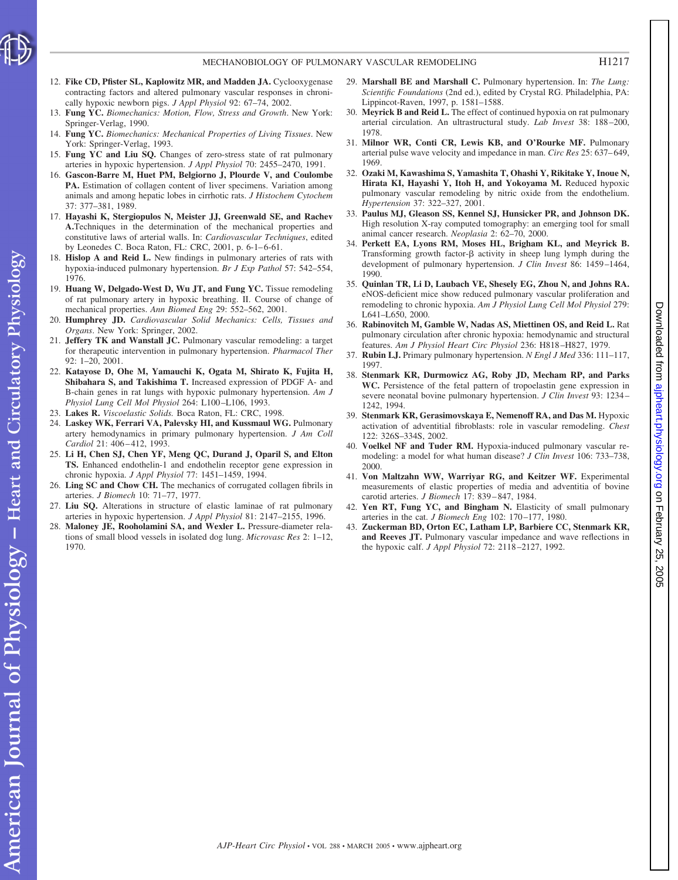12. **Fike CD, Pfister SL, Kaplowitz MR, and Madden JA.** Cyclooxygenase contracting factors and altered pulmonary vascular responses in chronically hypoxic newborn pigs. *J Appl Physiol* 92: 67–74, 2002.
13. **Fung YC.** *Biomechanics: Motion, Flow, Stress and Growth*. New York: Springer-Verlag, 1990.
14. **Fung YC.** *Biomechanics: Mechanical Properties of Living Tissues*. New York: Springer-Verlag, 1993.
15. **Fung YC and Liu SQ.** Changes of zero-stress state of rat pulmonary arteries in hypoxic hypertension. *J Appl Physiol* 70: 2455–2470, 1991.
16. **Gascon-Barre M, Huet PM, Belgiorno J, Plourde V, and Coulombe PA.** Estimation of collagen content of liver specimens. Variation among animals and among hepatic lobes in cirrhotic rats. *J Histochem Cytochem* 37: 377–381, 1989.
17. **Hayashi K, Stergiopulos N, Meister JJ, Greenwald SE, and Rachev A.**Techniques in the determination of the mechanical properties and constitutive laws of arterial walls. In: *Cardiovascular Techniques*, edited by Leonedes C. Boca Raton, FL: CRC, 2001, p. 6-1–6-61.
18. **Hislop A and Reid L.** New findings in pulmonary arteries of rats with hypoxia-induced pulmonary hypertension. *Br J Exp Pathol* 57: 542–554, 1976.
19. **Huang W, Delgado-West D, Wu JT, and Fung YC.** Tissue remodeling of rat pulmonary artery in hypoxic breathing. II. Course of change of mechanical properties. *Ann Biomed Eng* 29: 552–562, 2001.
20. **Humphrey JD.** *Cardiovascular Solid Mechanics: Cells, Tissues and Organs*. New York: Springer, 2002.
21. **Jeffery TK and Wanstall JC.** Pulmonary vascular remodeling: a target for therapeutic intervention in pulmonary hypertension. *Pharmacol Ther* 92: 1–20, 2001.
22. **Katayose D, Ohe M, Yamauchi K, Ogata M, Shirato K, Fujita H, Shibahara S, and Takishima T.** Increased expression of PDGF A- and B-chain genes in rat lungs with hypoxic pulmonary hypertension. *Am J Physiol Lung Cell Mol Physiol* 264: L100–L106, 1993.
23. **Lakes R.** *Viscoelastic Solids.* Boca Raton, FL: CRC, 1998.
24. **Laskey WK, Ferrari VA, Palevsky HI, and Kussmaul WG.** Pulmonary artery hemodynamics in primary pulmonary hypertension. *J Am Coll Cardiol* 21: 406–412, 1993.
25. **Li H, Chen SJ, Chen YF, Meng QC, Durand J, Oparil S, and Elton TS.** Enhanced endothelin-1 and endothelin receptor gene expression in chronic hypoxia. *J Appl Physiol* 77: 1451–1459, 1994.
26. **Ling SC and Chow CH.** The mechanics of corrugated collagen fibrils in arteries. *J Biomech* 10: 71–77, 1977.
27. **Liu SQ.** Alterations in structure of elastic laminae of rat pulmonary arteries in hypoxic hypertension. *J Appl Physiol* 81: 2147–2155, 1996.
28. **Maloney JE, Rooholamini SA, and Wexler L.** Pressure-diameter relations of small blood vessels in isolated dog lung. *Microvasc Res* 2: 1–12, 1970.
29. **Marshall BE and Marshall C.** Pulmonary hypertension. In: *The Lung: Scientific Foundations* (2nd ed.), edited by Crystal RG. Philadelphia, PA: Lippincot-Raven, 1997, p. 1581–1588.
30. **Meyrick B and Reid L.** The effect of continued hypoxia on rat pulmonary arterial circulation. An ultrastructural study. *Lab Invest* 38: 188–200, 1978.
31. **Milnor WR, Conti CR, Lewis KB, and O'Rourke MF.** Pulmonary arterial pulse wave velocity and impedance in man. *Circ Res* 25: 637–649, 1969.
32. **Ozaki M, Kawashima S, Yamashita T, Ohashi Y, Rikitake Y, Inoue N, Hirata KI, Hayashi Y, Itoh H, and Yokoyama M.** Reduced hypoxic pulmonary vascular remodeling by nitric oxide from the endothelium. *Hypertension* 37: 322–327, 2001.
33. **Paulus MJ, Gleason SS, Kennel SJ, Hunsicker PR, and Johnson DK.** High resolution X-ray computed tomography: an emerging tool for small animal cancer research. *Neoplasia* 2: 62–70, 2000.
34. **Perkett EA, Lyons RM, Moses HL, Brigham KL, and Meyrick B.** Transforming growth factor-β activity in sheep lung lymph during the development of pulmonary hypertension. *J Clin Invest* 86: 1459–1464, 1990.
35. **Quinlan TR, Li D, Laubach VE, Shesely EG, Zhou N, and Johns RA.** eNOS-deficient mice show reduced pulmonary vascular proliferation and remodeling to chronic hypoxia. *Am J Physiol Lung Cell Mol Physiol* 279: L641–L650, 2000.
36. **Rabinovitch M, Gamble W, Nadas AS, Miettinen OS, and Reid L.** Rat pulmonary circulation after chronic hypoxia: hemodynamic and structural features. *Am J Physiol Heart Circ Physiol* 236: H818–H827, 1979.
37. **Rubin LJ.** Primary pulmonary hypertension. *N Engl J Med* 336: 111–117, 1997.
38. **Stenmark KR, Durmowicz AG, Roby JD, Mecham RP, and Parks WC.** Persistence of the fetal pattern of tropoelastin gene expression in severe neonatal bovine pulmonary hypertension. *J Clin Invest* 93: 1234–1242, 1994.
39. **Stenmark KR, Gerasimovskaya E, Nemenoff RA, and Das M.** Hypoxic activation of adventitial fibroblasts: role in vascular remodeling. *Chest* 122: 326S–334S, 2002.
40. **Voelkel NF and Tuder RM.** Hypoxia-induced pulmonary vascular remodeling: a model for what human disease? *J Clin Invest* 106: 733–738, 2000.
41. **Von Maltzahn WW, Warriyar RG, and Keitzer WF.** Experimental measurements of elastic properties of media and adventitia of bovine carotid arteries. *J Biomech* 17: 839–847, 1984.
42. **Yen RT, Fung YC, and Bingham N.** Elasticity of small pulmonary arteries in the cat. *J Biomech Eng* 102: 170–177, 1980.
43. **Zuckerman BD, Orton EC, Latham LP, Barbiere CC, Stenmark KR, and Reeves JT.** Pulmonary vascular impedance and wave reflections in the hypoxic calf. *J Appl Physiol* 72: 2118–2127, 1992.